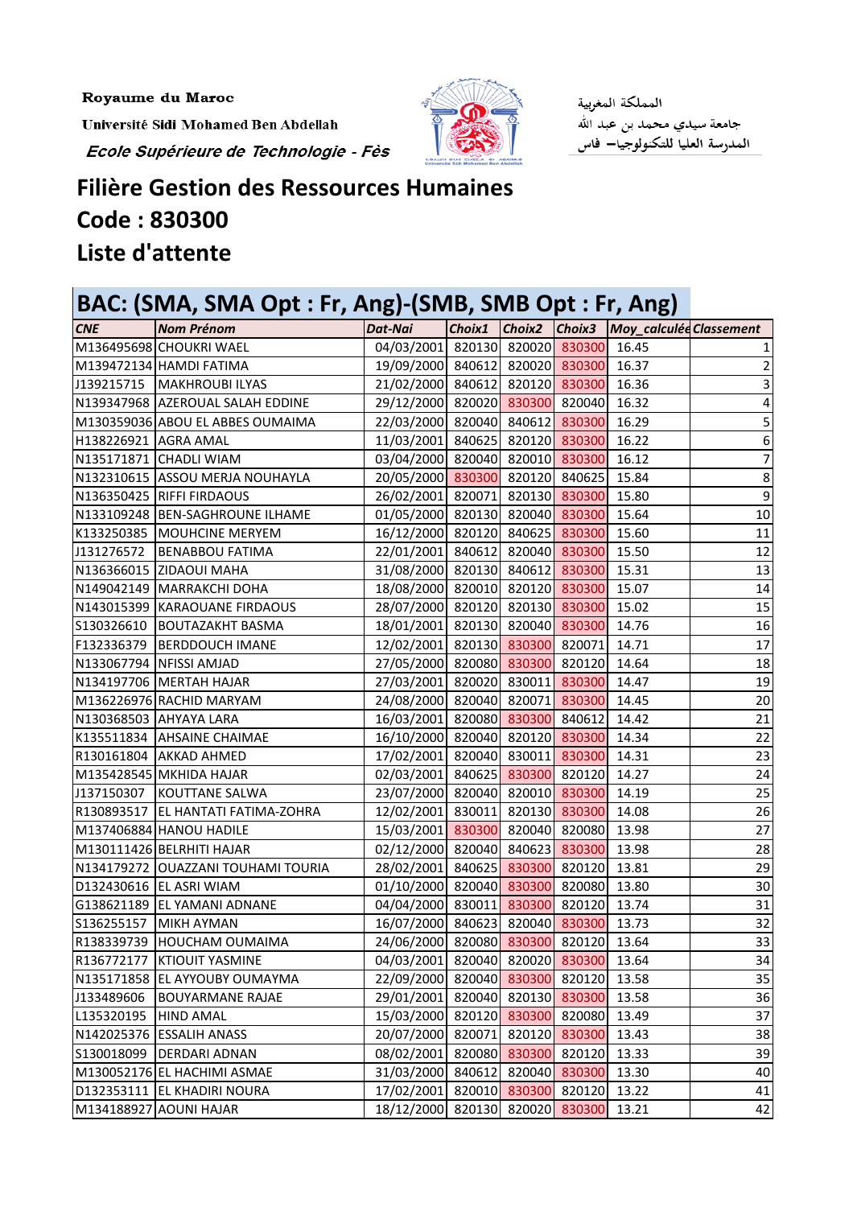Royaume du Maroc

Université Sidi Mohamed Ben Abdellah

*Ecole Supérieure de Technologie - Fès*

المملكة المغربية

جامعة سيدي محمد بن عبد الله

المدرسة العليا للتكنولوجيا– فاس

# Filière Gestion des Ressources Humaines

# Code : 830300

# Liste d'attente

## BAC: (SMA, SMA Opt : Fr, Ang)-(SMB, SMB Opt : Fr, Ang)

| CNE | Nom Prénom | Dat-Nai | Choix1 | Choix2 | Choix3 | Moy_calculée | Classement |
|---|---|---|---|---|---|---|---|
| M136495698 | CHOUKRI WAEL | 04/03/2001 | 820130 | 820020 | 830300 | 16.45 | 1 |
| M139472134 | HAMDI FATIMA | 19/09/2000 | 840612 | 820020 | 830300 | 16.37 | 2 |
| J139215715 | MAKHROUBI ILYAS | 21/02/2000 | 840612 | 820120 | 830300 | 16.36 | 3 |
| N139347968 | AZEROUAL SALAH EDDINE | 29/12/2000 | 820020 | 830300 | 820040 | 16.32 | 4 |
| M130359036 | ABOU EL ABBES OUMAIMA | 22/03/2000 | 820040 | 840612 | 830300 | 16.29 | 5 |
| H138226921 | AGRA AMAL | 11/03/2001 | 840625 | 820120 | 830300 | 16.22 | 6 |
| N135171871 | CHADLI WIAM | 03/04/2000 | 820040 | 820010 | 830300 | 16.12 | 7 |
| N132310615 | ASSOU MERJA NOUHAYLA | 20/05/2000 | 830300 | 820120 | 840625 | 15.84 | 8 |
| N136350425 | RIFFI FIRDAOUS | 26/02/2001 | 820071 | 820130 | 830300 | 15.80 | 9 |
| N133109248 | BEN-SAGHROUNE ILHAME | 01/05/2000 | 820130 | 820040 | 830300 | 15.64 | 10 |
| K133250385 | MOUHCINE MERYEM | 16/12/2000 | 820120 | 840625 | 830300 | 15.60 | 11 |
| J131276572 | BENABBOU FATIMA | 22/01/2001 | 840612 | 820040 | 830300 | 15.50 | 12 |
| N136366015 | ZIDAOUI MAHA | 31/08/2000 | 820130 | 840612 | 830300 | 15.31 | 13 |
| N149042149 | MARRAKCHI DOHA | 18/08/2000 | 820010 | 820120 | 830300 | 15.07 | 14 |
| N143015399 | KARAOUANE FIRDAOUS | 28/07/2000 | 820120 | 820130 | 830300 | 15.02 | 15 |
| S130326610 | BOUTAZAKHT BASMA | 18/01/2001 | 820130 | 820040 | 830300 | 14.76 | 16 |
| F132336379 | BERDDOUCH IMANE | 12/02/2001 | 820130 | 830300 | 820071 | 14.71 | 17 |
| N133067794 | NFISSI AMJAD | 27/05/2000 | 820080 | 830300 | 820120 | 14.64 | 18 |
| N134197706 | MERTAH HAJAR | 27/03/2001 | 820020 | 830011 | 830300 | 14.47 | 19 |
| M136226976 | RACHID MARYAM | 24/08/2000 | 820040 | 820071 | 830300 | 14.45 | 20 |
| N130368503 | AHYAYA LARA | 16/03/2001 | 820080 | 830300 | 840612 | 14.42 | 21 |
| K135511834 | AHSAINE CHAIMAE | 16/10/2000 | 820040 | 820120 | 830300 | 14.34 | 22 |
| R130161804 | AKKAD AHMED | 17/02/2001 | 820040 | 830011 | 830300 | 14.31 | 23 |
| M135428545 | MKHIDA HAJAR | 02/03/2001 | 840625 | 830300 | 820120 | 14.27 | 24 |
| J137150307 | KOUTTANE SALWA | 23/07/2000 | 820040 | 820010 | 830300 | 14.19 | 25 |
| R130893517 | EL HANTATI FATIMA-ZOHRA | 12/02/2001 | 830011 | 820130 | 830300 | 14.08 | 26 |
| M137406884 | HANOU HADILE | 15/03/2001 | 830300 | 820040 | 820080 | 13.98 | 27 |
| M130111426 | BELRHITI HAJAR | 02/12/2000 | 820040 | 840623 | 830300 | 13.98 | 28 |
| N134179272 | OUAZZANI TOUHAMI TOURIA | 28/02/2001 | 840625 | 830300 | 820120 | 13.81 | 29 |
| D132430616 | EL ASRI WIAM | 01/10/2000 | 820040 | 830300 | 820080 | 13.80 | 30 |
| G138621189 | EL YAMANI ADNANE | 04/04/2000 | 830011 | 830300 | 820120 | 13.74 | 31 |
| S136255157 | MIKH AYMAN | 16/07/2000 | 840623 | 820040 | 830300 | 13.73 | 32 |
| R138339739 | HOUCHAM OUMAIMA | 24/06/2000 | 820080 | 830300 | 820120 | 13.64 | 33 |
| R136772177 | KTIOUIT YASMINE | 04/03/2001 | 820040 | 820020 | 830300 | 13.64 | 34 |
| N135171858 | EL AYYOUBY OUMAYMA | 22/09/2000 | 820040 | 830300 | 820120 | 13.58 | 35 |
| J133489606 | BOUYARMANE RAJAE | 29/01/2001 | 820040 | 820130 | 830300 | 13.58 | 36 |
| L135320195 | HIND AMAL | 15/03/2000 | 820120 | 830300 | 820080 | 13.49 | 37 |
| N142025376 | ESSALIH ANASS | 20/07/2000 | 820071 | 820120 | 830300 | 13.43 | 38 |
| S130018099 | DERDARI ADNAN | 08/02/2001 | 820080 | 830300 | 820120 | 13.33 | 39 |
| M130052176 | EL HACHIMI ASMAE | 31/03/2000 | 840612 | 820040 | 830300 | 13.30 | 40 |
| D132353111 | EL KHADIRI NOURA | 17/02/2001 | 820010 | 830300 | 820120 | 13.22 | 41 |
| M134188927 | AOUNI HAJAR | 18/12/2000 | 820130 | 820020 | 830300 | 13.21 | 42 |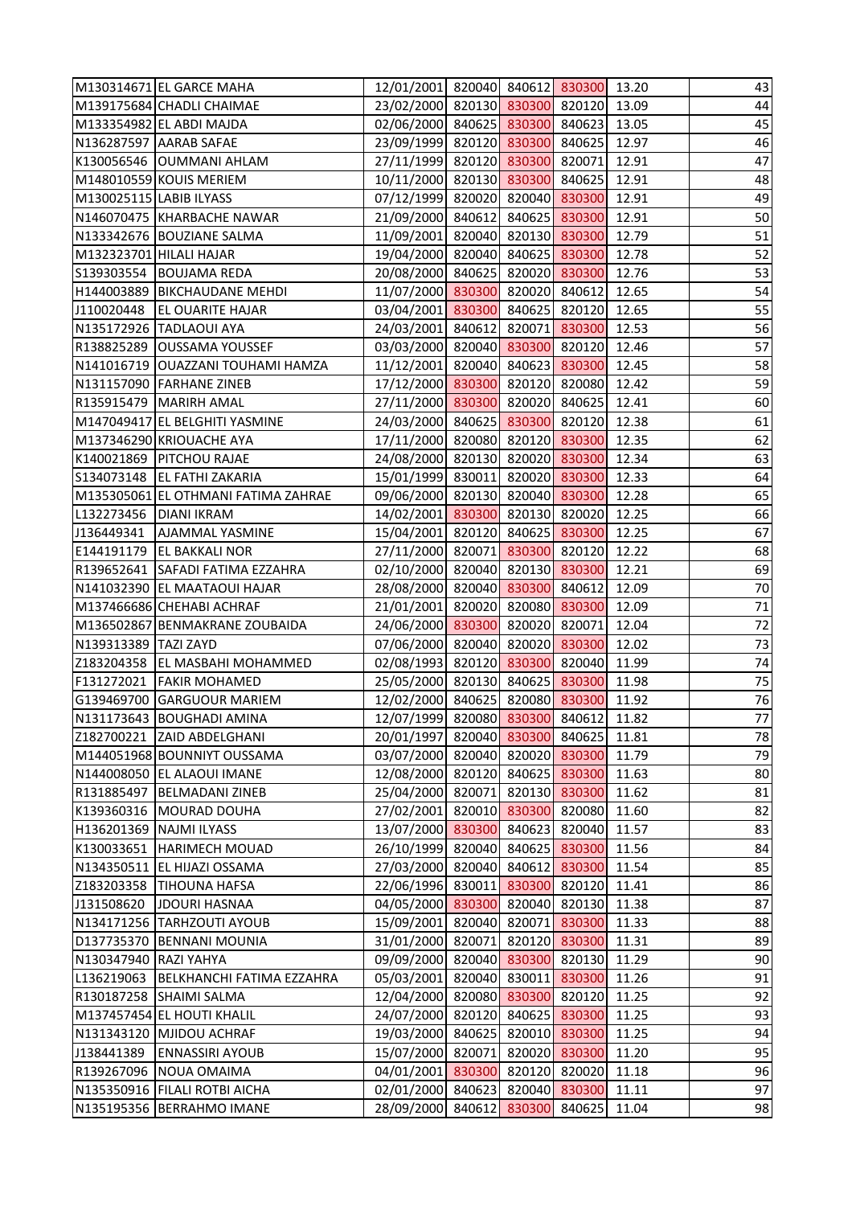| | | | | | | | |
|---|---|---|---|---|---|---|---|
| M130314671 | EL GARCE MAHA | 12/01/2001 | 820040 | 840612 | 830300 | 13.20 | 43 |
| M139175684 | CHADLI CHAIMAE | 23/02/2000 | 820130 | 830300 | 820120 | 13.09 | 44 |
| M133354982 | EL ABDI MAJDA | 02/06/2000 | 840625 | 830300 | 840623 | 13.05 | 45 |
| N136287597 | AARAB SAFAE | 23/09/1999 | 820120 | 830300 | 840625 | 12.97 | 46 |
| K130056546 | OUMMANI AHLAM | 27/11/1999 | 820120 | 830300 | 820071 | 12.91 | 47 |
| M148010559 | KOUIS MERIEM | 10/11/2000 | 820130 | 830300 | 840625 | 12.91 | 48 |
| M130025115 | LABIB ILYASS | 07/12/1999 | 820020 | 820040 | 830300 | 12.91 | 49 |
| N146070475 | KHARBACHE NAWAR | 21/09/2000 | 840612 | 840625 | 830300 | 12.91 | 50 |
| N133342676 | BOUZIANE SALMA | 11/09/2001 | 820040 | 820130 | 830300 | 12.79 | 51 |
| M132323701 | HILALI HAJAR | 19/04/2000 | 820040 | 840625 | 830300 | 12.78 | 52 |
| S139303554 | BOUJAMA REDA | 20/08/2000 | 840625 | 820020 | 830300 | 12.76 | 53 |
| H144003889 | BIKCHAUDANE MEHDI | 11/07/2000 | 830300 | 820020 | 840612 | 12.65 | 54 |
| J110020448 | EL OUARITE HAJAR | 03/04/2001 | 830300 | 840625 | 820120 | 12.65 | 55 |
| N135172926 | TADLAOUI AYA | 24/03/2001 | 840612 | 820071 | 830300 | 12.53 | 56 |
| R138825289 | OUSSAMA YOUSSEF | 03/03/2000 | 820040 | 830300 | 820120 | 12.46 | 57 |
| N141016719 | OUAZZANI TOUHAMI HAMZA | 11/12/2001 | 820040 | 840623 | 830300 | 12.45 | 58 |
| N131157090 | FARHANE ZINEB | 17/12/2000 | 830300 | 820120 | 820080 | 12.42 | 59 |
| R135915479 | MARIRH AMAL | 27/11/2000 | 830300 | 820020 | 840625 | 12.41 | 60 |
| M147049417 | EL BELGHITI YASMINE | 24/03/2000 | 840625 | 830300 | 820120 | 12.38 | 61 |
| M137346290 | KRIOUACHE AYA | 17/11/2000 | 820080 | 820120 | 830300 | 12.35 | 62 |
| K140021869 | PITCHOU RAJAE | 24/08/2000 | 820130 | 820020 | 830300 | 12.34 | 63 |
| S134073148 | EL FATHI ZAKARIA | 15/01/1999 | 830011 | 820020 | 830300 | 12.33 | 64 |
| M135305061 | EL OTHMANI FATIMA ZAHRAE | 09/06/2000 | 820130 | 820040 | 830300 | 12.28 | 65 |
| L132273456 | DIANI IKRAM | 14/02/2001 | 830300 | 820130 | 820020 | 12.25 | 66 |
| J136449341 | AJAMMAL YASMINE | 15/04/2001 | 820120 | 840625 | 830300 | 12.25 | 67 |
| E144191179 | EL BAKKALI NOR | 27/11/2000 | 820071 | 830300 | 820120 | 12.22 | 68 |
| R139652641 | SAFADI FATIMA EZZAHRA | 02/10/2000 | 820040 | 820130 | 830300 | 12.21 | 69 |
| N141032390 | EL MAATAOUI HAJAR | 28/08/2000 | 820040 | 830300 | 840612 | 12.09 | 70 |
| M137466686 | CHEHABI ACHRAF | 21/01/2001 | 820020 | 820080 | 830300 | 12.09 | 71 |
| M136502867 | BENMAKRANE ZOUBAIDA | 24/06/2000 | 830300 | 820020 | 820071 | 12.04 | 72 |
| N139313389 | TAZI ZAYD | 07/06/2000 | 820040 | 820020 | 830300 | 12.02 | 73 |
| Z183204358 | EL MASBAHI MOHAMMED | 02/08/1993 | 820120 | 830300 | 820040 | 11.99 | 74 |
| F131272021 | FAKIR MOHAMED | 25/05/2000 | 820130 | 840625 | 830300 | 11.98 | 75 |
| G139469700 | GARGUOUR MARIEM | 12/02/2000 | 840625 | 820080 | 830300 | 11.92 | 76 |
| N131173643 | BOUGHADI AMINA | 12/07/1999 | 820080 | 830300 | 840612 | 11.82 | 77 |
| Z182700221 | ZAID ABDELGHANI | 20/01/1997 | 820040 | 830300 | 840625 | 11.81 | 78 |
| M144051968 | BOUNNIYT OUSSAMA | 03/07/2000 | 820040 | 820020 | 830300 | 11.79 | 79 |
| N144008050 | EL ALAOUI IMANE | 12/08/2000 | 820120 | 840625 | 830300 | 11.63 | 80 |
| R131885497 | BELMADANI ZINEB | 25/04/2000 | 820071 | 820130 | 830300 | 11.62 | 81 |
| K139360316 | MOURAD DOUHA | 27/02/2001 | 820010 | 830300 | 820080 | 11.60 | 82 |
| H136201369 | NAJMI ILYASS | 13/07/2000 | 830300 | 840623 | 820040 | 11.57 | 83 |
| K130033651 | HARIMECH MOUAD | 26/10/1999 | 820040 | 840625 | 830300 | 11.56 | 84 |
| N134350511 | EL HIJAZI OSSAMA | 27/03/2000 | 820040 | 840612 | 830300 | 11.54 | 85 |
| Z183203358 | TIHOUNA HAFSA | 22/06/1996 | 830011 | 830300 | 820120 | 11.41 | 86 |
| J131508620 | JDOURI HASNAA | 04/05/2000 | 830300 | 820040 | 820130 | 11.38 | 87 |
| N134171256 | TARHZOUTI AYOUB | 15/09/2001 | 820040 | 820071 | 830300 | 11.33 | 88 |
| D137735370 | BENNANI MOUNIA | 31/01/2000 | 820071 | 820120 | 830300 | 11.31 | 89 |
| N130347940 | RAZI YAHYA | 09/09/2000 | 820040 | 830300 | 820130 | 11.29 | 90 |
| L136219063 | BELKHANCHI FATIMA EZZAHRA | 05/03/2001 | 820040 | 830011 | 830300 | 11.26 | 91 |
| R130187258 | SHAIMI SALMA | 12/04/2000 | 820080 | 830300 | 820120 | 11.25 | 92 |
| M137457454 | EL HOUTI KHALIL | 24/07/2000 | 820120 | 840625 | 830300 | 11.25 | 93 |
| N131343120 | MJIDOU ACHRAF | 19/03/2000 | 840625 | 820010 | 830300 | 11.25 | 94 |
| J138441389 | ENNASSIRI AYOUB | 15/07/2000 | 820071 | 820020 | 830300 | 11.20 | 95 |
| R139267096 | NOUA OMAIMA | 04/01/2001 | 830300 | 820120 | 820020 | 11.18 | 96 |
| N135350916 | FILALI ROTBI AICHA | 02/01/2000 | 840623 | 820040 | 830300 | 11.11 | 97 |
| N135195356 | BERRAHMO IMANE | 28/09/2000 | 840612 | 830300 | 840625 | 11.04 | 98 |